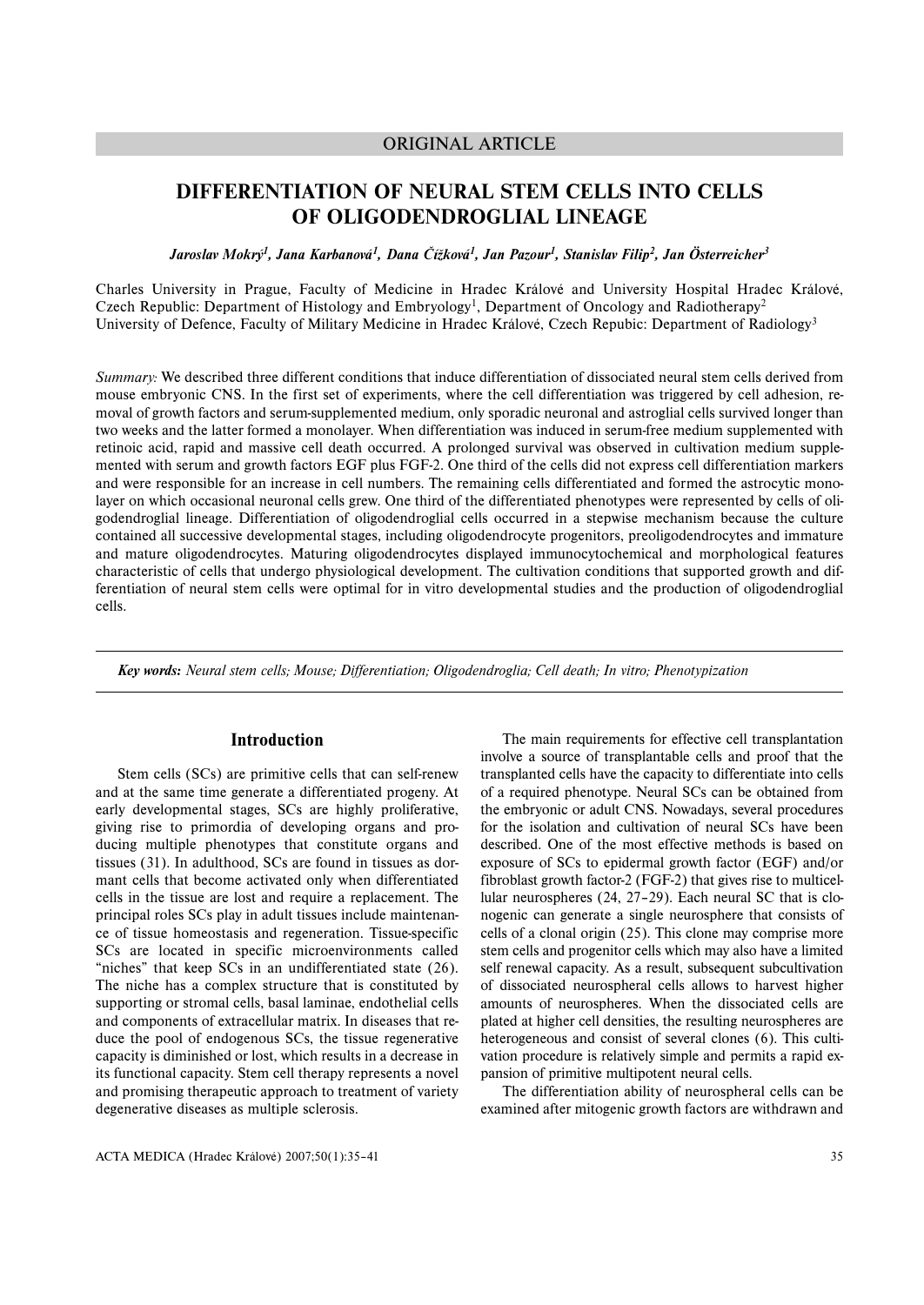ORIGINAL ARTICLE

# DIFFERENTIATION OF NEURAL STEM CELLS INTO CELLS OF OLIGODENDROGLIAL LINEAGE

***Jaroslav Mokrý[1], Jana Karbanová[1], Dana Čížková[1], Jan Pazour[1], Stanislav Filip[2], Jan Österreicher[3]***

Charles University in Prague, Faculty of Medicine in Hradec Králové and University Hospital Hradec Králové, Czech Republic: Department of Histology and Embryology[1], Department of Oncology and Radiotherapy[2]
University of Defence, Faculty of Military Medicine in Hradec Králové, Czech Repubic: Department of Radiology[3]

*Summary:* We described three different conditions that induce differentiation of dissociated neural stem cells derived from mouse embryonic CNS. In the first set of experiments, where the cell differentiation was triggered by cell adhesion, removal of growth factors and serum-supplemented medium, only sporadic neuronal and astroglial cells survived longer than two weeks and the latter formed a monolayer. When differentiation was induced in serum-free medium supplemented with retinoic acid, rapid and massive cell death occurred. A prolonged survival was observed in cultivation medium supplemented with serum and growth factors EGF plus FGF-2. One third of the cells did not express cell differentiation markers and were responsible for an increase in cell numbers. The remaining cells differentiated and formed the astrocytic monolayer on which occasional neuronal cells grew. One third of the differentiated phenotypes were represented by cells of oligodendroglial lineage. Differentiation of oligodendroglial cells occurred in a stepwise mechanism because the culture contained all successive developmental stages, including oligodendrocyte progenitors, preoligodendrocytes and immature and mature oligodendrocytes. Maturing oligodendrocytes displayed immunocytochemical and morphological features characteristic of cells that undergo physiological development. The cultivation conditions that supported growth and differentiation of neural stem cells were optimal for in vitro developmental studies and the production of oligodendroglial cells.

***Key words:** Neural stem cells; Mouse; Differentiation; Oligodendroglia; Cell death; In vitro; Phenotypization*

## Introduction

Stem cells (SCs) are primitive cells that can self-renew and at the same time generate a differentiated progeny. At early developmental stages, SCs are highly proliferative, giving rise to primordia of developing organs and producing multiple phenotypes that constitute organs and tissues (31). In adulthood, SCs are found in tissues as dormant cells that become activated only when differentiated cells in the tissue are lost and require a replacement. The principal roles SCs play in adult tissues include maintenance of tissue homeostasis and regeneration. Tissue-specific SCs are located in specific microenvironments called "niches" that keep SCs in an undifferentiated state (26). The niche has a complex structure that is constituted by supporting or stromal cells, basal laminae, endothelial cells and components of extracellular matrix. In diseases that reduce the pool of endogenous SCs, the tissue regenerative capacity is diminished or lost, which results in a decrease in its functional capacity. Stem cell therapy represents a novel and promising therapeutic approach to treatment of variety degenerative diseases as multiple sclerosis.

The main requirements for effective cell transplantation involve a source of transplantable cells and proof that the transplanted cells have the capacity to differentiate into cells of a required phenotype. Neural SCs can be obtained from the embryonic or adult CNS. Nowadays, several procedures for the isolation and cultivation of neural SCs have been described. One of the most effective methods is based on exposure of SCs to epidermal growth factor (EGF) and/or fibroblast growth factor-2 (FGF-2) that gives rise to multicellular neurospheres (24, 27–29). Each neural SC that is clonogenic can generate a single neurosphere that consists of cells of a clonal origin (25). This clone may comprise more stem cells and progenitor cells which may also have a limited self renewal capacity. As a result, subsequent subcultivation of dissociated neurospheral cells allows to harvest higher amounts of neurospheres. When the dissociated cells are plated at higher cell densities, the resulting neurospheres are heterogeneous and consist of several clones (6). This cultivation procedure is relatively simple and permits a rapid expansion of primitive multipotent neural cells.

The differentiation ability of neurospheral cells can be examined after mitogenic growth factors are withdrawn and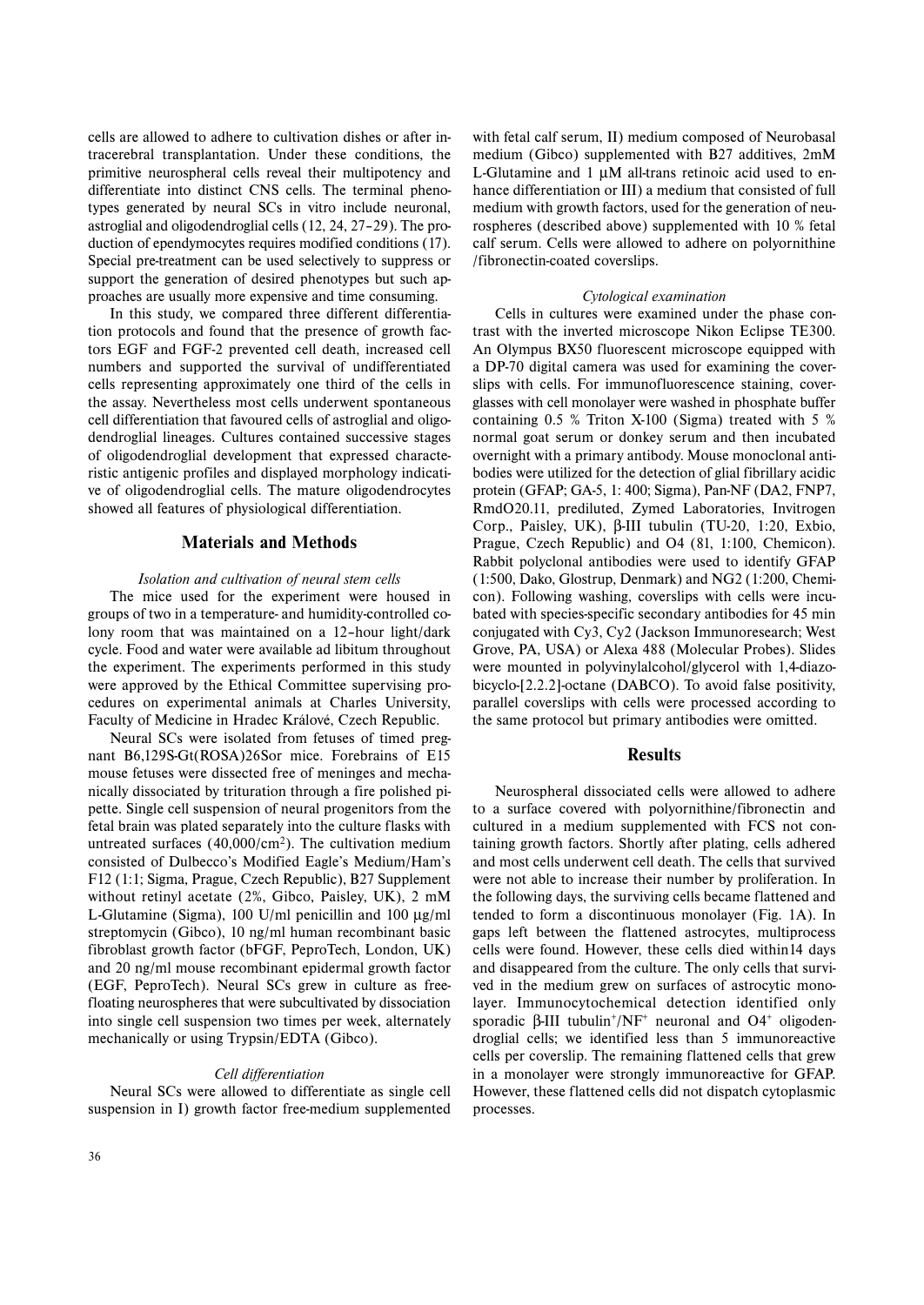cells are allowed to adhere to cultivation dishes or after intracerebral transplantation. Under these conditions, the primitive neurospheral cells reveal their multipotency and differentiate into distinct CNS cells. The terminal phenotypes generated by neural SCs in vitro include neuronal, astroglial and oligodendroglial cells (12, 24, 27–29). The production of ependymocytes requires modified conditions (17). Special pre-treatment can be used selectively to suppress or support the generation of desired phenotypes but such approaches are usually more expensive and time consuming.

In this study, we compared three different differentiation protocols and found that the presence of growth factors EGF and FGF-2 prevented cell death, increased cell numbers and supported the survival of undifferentiated cells representing approximately one third of the cells in the assay. Nevertheless most cells underwent spontaneous cell differentiation that favoured cells of astroglial and oligodendroglial lineages. Cultures contained successive stages of oligodendroglial development that expressed characteristic antigenic profiles and displayed morphology indicative of oligodendroglial cells. The mature oligodendrocytes showed all features of physiological differentiation.

## Materials and Methods

### *Isolation and cultivation of neural stem cells*

The mice used for the experiment were housed in groups of two in a temperature- and humidity-controlled colony room that was maintained on a 12–hour light/dark cycle. Food and water were available ad libitum throughout the experiment. The experiments performed in this study were approved by the Ethical Committee supervising procedures on experimental animals at Charles University, Faculty of Medicine in Hradec Králové, Czech Republic.

Neural SCs were isolated from fetuses of timed pregnant B6,129S-Gt(ROSA)26Sor mice. Forebrains of E15 mouse fetuses were dissected free of meninges and mechanically dissociated by trituration through a fire polished pipette. Single cell suspension of neural progenitors from the fetal brain was plated separately into the culture flasks with untreated surfaces (40,000/cm$^2$). The cultivation medium consisted of Dulbecco's Modified Eagle's Medium/Ham's F12 (1:1; Sigma, Prague, Czech Republic), B27 Supplement without retinyl acetate (2%, Gibco, Paisley, UK), 2 mM L-Glutamine (Sigma), 100 U/ml penicillin and 100 μg/ml streptomycin (Gibco), 10 ng/ml human recombinant basic fibroblast growth factor (bFGF, PeproTech, London, UK) and 20 ng/ml mouse recombinant epidermal growth factor (EGF, PeproTech). Neural SCs grew in culture as free-floating neurospheres that were subcultivated by dissociation into single cell suspension two times per week, alternately mechanically or using Trypsin/EDTA (Gibco).

### *Cell differentiation*

Neural SCs were allowed to differentiate as single cell suspension in I) growth factor free-medium supplemented with fetal calf serum, II) medium composed of Neurobasal medium (Gibco) supplemented with B27 additives, 2mM L-Glutamine and 1 μM all-trans retinoic acid used to enhance differentiation or III) a medium that consisted of full medium with growth factors, used for the generation of neurospheres (described above) supplemented with 10 % fetal calf serum. Cells were allowed to adhere on polyornithine /fibronectin-coated coverslips.

### *Cytological examination*

Cells in cultures were examined under the phase contrast with the inverted microscope Nikon Eclipse TE300. An Olympus BX50 fluorescent microscope equipped with a DP-70 digital camera was used for examining the coverslips with cells. For immunofluorescence staining, coverglasses with cell monolayer were washed in phosphate buffer containing 0.5 % Triton X-100 (Sigma) treated with 5 % normal goat serum or donkey serum and then incubated overnight with a primary antibody. Mouse monoclonal antibodies were utilized for the detection of glial fibrillary acidic protein (GFAP; GA-5, 1: 400; Sigma), Pan-NF (DA2, FNP7, RmdO20.11, prediluted, Zymed Laboratories, Invitrogen Corp., Paisley, UK), β-III tubulin (TU-20, 1:20, Exbio, Prague, Czech Republic) and O4 (81, 1:100, Chemicon). Rabbit polyclonal antibodies were used to identify GFAP (1:500, Dako, Glostrup, Denmark) and NG2 (1:200, Chemicon). Following washing, coverslips with cells were incubated with species-specific secondary antibodies for 45 min conjugated with Cy3, Cy2 (Jackson Immunoresearch; West Grove, PA, USA) or Alexa 488 (Molecular Probes). Slides were mounted in polyvinylalcohol/glycerol with 1,4-diazobicyclo-[2.2.2]-octane (DABCO). To avoid false positivity, parallel coverslips with cells were processed according to the same protocol but primary antibodies were omitted.

## Results

Neurospheral dissociated cells were allowed to adhere to a surface covered with polyornithine/fibronectin and cultured in a medium supplemented with FCS not containing growth factors. Shortly after plating, cells adhered and most cells underwent cell death. The cells that survived were not able to increase their number by proliferation. In the following days, the surviving cells became flattened and tended to form a discontinuous monolayer (Fig. 1A). In gaps left between the flattened astrocytes, multiprocess cells were found. However, these cells died within14 days and disappeared from the culture. The only cells that survived in the medium grew on surfaces of astrocytic monolayer. Immunocytochemical detection identified only sporadic β-III tubulin$^+$/NF$^+$ neuronal and O4$^+$ oligodendroglial cells; we identified less than 5 immunoreactive cells per coverslip. The remaining flattened cells that grew in a monolayer were strongly immunoreactive for GFAP. However, these flattened cells did not dispatch cytoplasmic processes.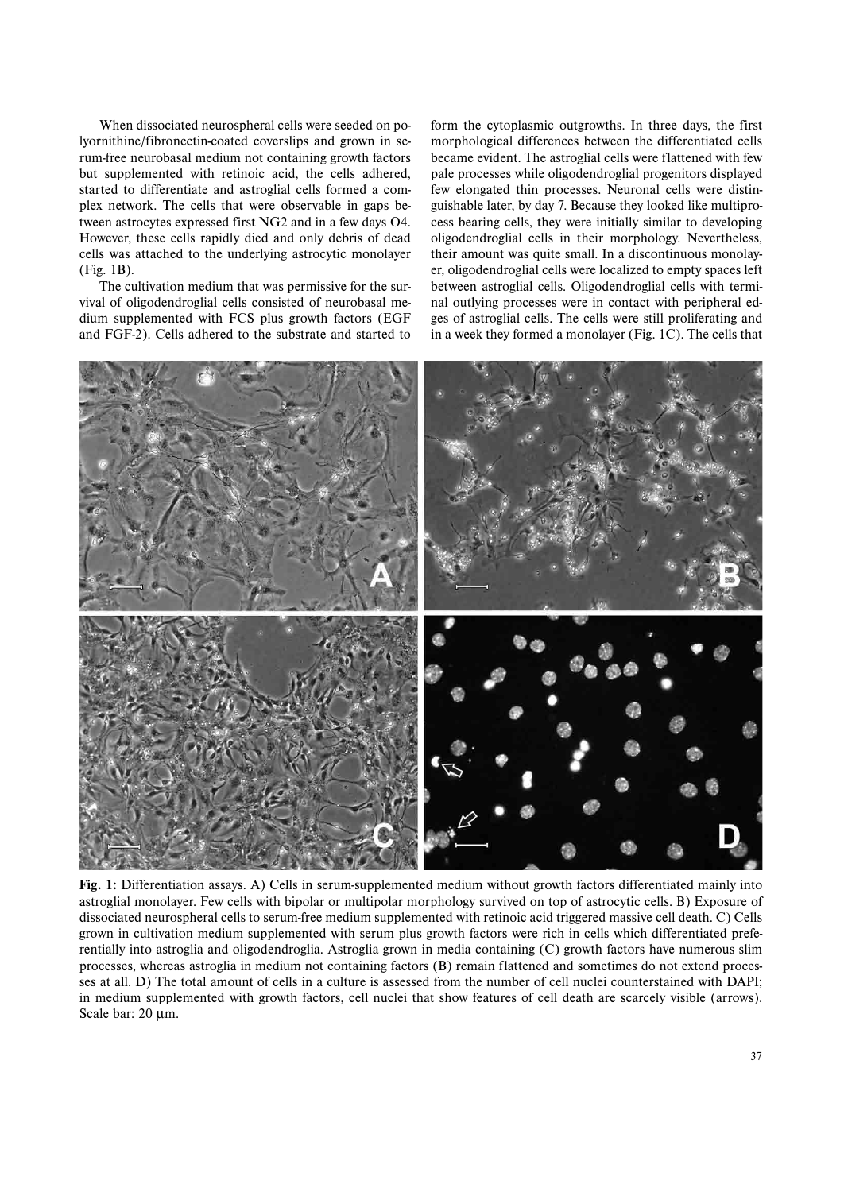When dissociated neurospheral cells were seeded on polyornithine/fibronectin-coated coverslips and grown in serum-free neurobasal medium not containing growth factors but supplemented with retinoic acid, the cells adhered, started to differentiate and astroglial cells formed a complex network. The cells that were observable in gaps between astrocytes expressed first NG2 and in a few days O4. However, these cells rapidly died and only debris of dead cells was attached to the underlying astrocytic monolayer (Fig. 1B).

The cultivation medium that was permissive for the survival of oligodendroglial cells consisted of neurobasal medium supplemented with FCS plus growth factors (EGF and FGF-2). Cells adhered to the substrate and started to form the cytoplasmic outgrowths. In three days, the first morphological differences between the differentiated cells became evident. The astroglial cells were flattened with few pale processes while oligodendroglial progenitors displayed few elongated thin processes. Neuronal cells were distinguishable later, by day 7. Because they looked like multiprocess bearing cells, they were initially similar to developing oligodendroglial cells in their morphology. Nevertheless, their amount was quite small. In a discontinuous monolayer, oligodendroglial cells were localized to empty spaces left between astroglial cells. Oligodendroglial cells with terminal outlying processes were in contact with peripheral edges of astroglial cells. The cells were still proliferating and in a week they formed a monolayer (Fig. 1C). The cells that

**Fig. 1:** Differentiation assays. A) Cells in serum-supplemented medium without growth factors differentiated mainly into astroglial monolayer. Few cells with bipolar or multipolar morphology survived on top of astrocytic cells. B) Exposure of dissociated neurospheral cells to serum-free medium supplemented with retinoic acid triggered massive cell death. C) Cells grown in cultivation medium supplemented with serum plus growth factors were rich in cells which differentiated preferentially into astroglia and oligodendroglia. Astroglia grown in media containing (C) growth factors have numerous slim processes, whereas astroglia in medium not containing factors (B) remain flattened and sometimes do not extend processes at all. D) The total amount of cells in a culture is assessed from the number of cell nuclei counterstained with DAPI; in medium supplemented with growth factors, cell nuclei that show features of cell death are scarcely visible (arrows). Scale bar: 20 μm.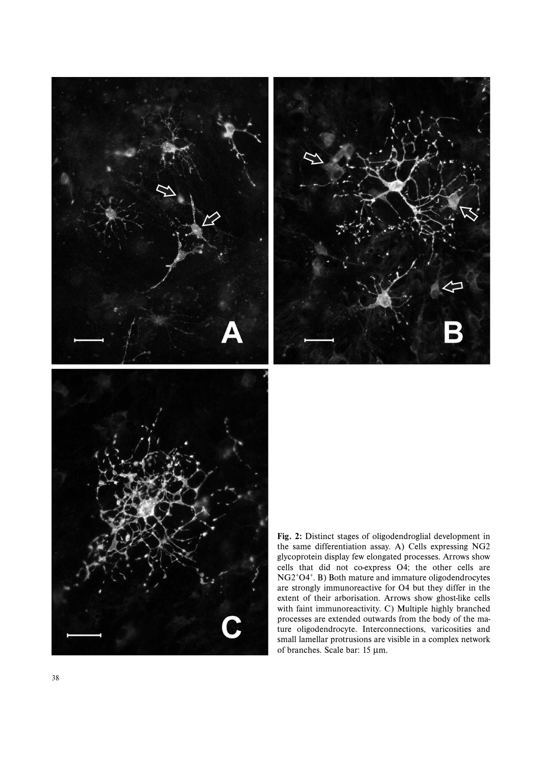**Fig. 2:** Distinct stages of oligodendroglial development in the same differentiation assay. A) Cells expressing NG2 glycoprotein display few elongated processes. Arrows show cells that did not co-express O4; the other cells are $NG2^{+}O4^{+}$. B) Both mature and immature oligodendrocytes are strongly immunoreactive for O4 but they differ in the extent of their arborisation. Arrows show ghost-like cells with faint immunoreactivity. C) Multiple highly branched processes are extended outwards from the body of the mature oligodendrocyte. Interconnections, varicosities and small lamellar protrusions are visible in a complex network of branches. Scale bar: 15 μm.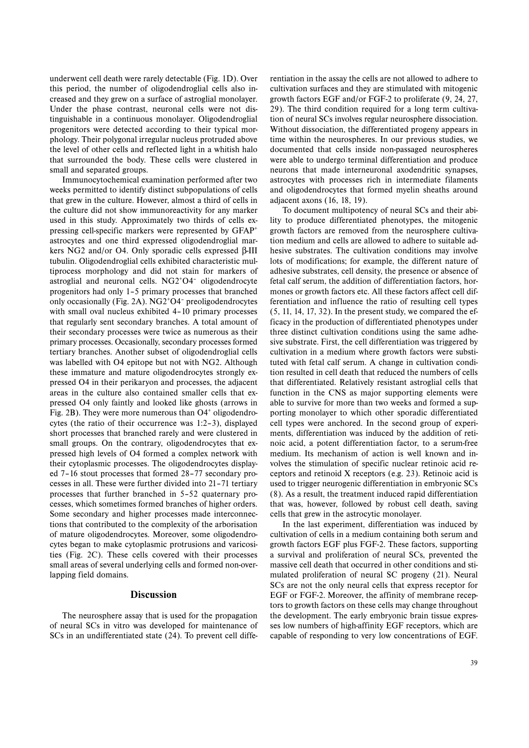underwent cell death were rarely detectable (Fig. 1D). Over this period, the number of oligodendroglial cells also increased and they grew on a surface of astroglial monolayer. Under the phase contrast, neuronal cells were not distinguishable in a continuous monolayer. Oligodendroglial progenitors were detected according to their typical morphology. Their polygonal irregular nucleus protruded above the level of other cells and reflected light in a whitish halo that surrounded the body. These cells were clustered in small and separated groups.

Immunocytochemical examination performed after two weeks permitted to identify distinct subpopulations of cells that grew in the culture. However, almost a third of cells in the culture did not show immunoreactivity for any marker used in this study. Approximately two thirds of cells expressing cell-specific markers were represented by $GFAP^+$ astrocytes and one third expressed oligodendroglial markers NG2 and/or O4. Only sporadic cells expressed β-III tubulin. Oligodendroglial cells exhibited characteristic multiprocess morphology and did not stain for markers of astroglial and neuronal cells. $NG2^+O4^-$ oligodendrocyte progenitors had only 1–5 primary processes that branched only occasionally (Fig. 2A). $NG2^+O4^-$ preoligodendrocytes with small oval nucleus exhibited 4–10 primary processes that regularly sent secondary branches. A total amount of their secondary processes were twice as numerous as their primary processes. Occasionally, secondary processes formed tertiary branches. Another subset of oligodendroglial cells was labelled with O4 epitope but not with NG2. Although these immature and mature oligodendrocytes strongly expressed O4 in their perikaryon and processes, the adjacent areas in the culture also contained smaller cells that expressed O4 only faintly and looked like ghosts (arrows in Fig. 2B). They were more numerous than $O4^+$ oligodendrocytes (the ratio of their occurrence was 1:2–3), displayed short processes that branched rarely and were clustered in small groups. On the contrary, oligodendrocytes that expressed high levels of O4 formed a complex network with their cytoplasmic processes. The oligodendrocytes displayed 7–16 stout processes that formed 28–77 secondary processes in all. These were further divided into 21–71 tertiary processes that further branched in 5–52 quaternary processes, which sometimes formed branches of higher orders. Some secondary and higher processes made interconnections that contributed to the complexity of the arborisation of mature oligodendrocytes. Moreover, some oligodendrocytes began to make cytoplasmic protrusions and varicosities (Fig. 2C). These cells covered with their processes small areas of several underlying cells and formed non-overlapping field domains.

## Discussion

The neurosphere assay that is used for the propagation of neural SCs in vitro was developed for maintenance of SCs in an undifferentiated state (24). To prevent cell differentiation in the assay the cells are not allowed to adhere to cultivation surfaces and they are stimulated with mitogenic growth factors EGF and/or FGF-2 to proliferate (9, 24, 27, 29). The third condition required for a long term cultivation of neural SCs involves regular neurosphere dissociation. Without dissociation, the differentiated progeny appears in time within the neurospheres. In our previous studies, we documented that cells inside non-passaged neurospheres were able to undergo terminal differentiation and produce neurons that made interneuronal axodendritic synapses, astrocytes with processes rich in intermediate filaments and oligodendrocytes that formed myelin sheaths around adjacent axons (16, 18, 19).

To document multipotency of neural SCs and their ability to produce differentiated phenotypes, the mitogenic growth factors are removed from the neurosphere cultivation medium and cells are allowed to adhere to suitable adhesive substrates. The cultivation conditions may involve lots of modifications; for example, the different nature of adhesive substrates, cell density, the presence or absence of fetal calf serum, the addition of differentiation factors, hormones or growth factors etc. All these factors affect cell differentiation and influence the ratio of resulting cell types (5, 11, 14, 17, 32). In the present study, we compared the efficacy in the production of differentiated phenotypes under three distinct cultivation conditions using the same adhesive substrate. First, the cell differentiation was triggered by cultivation in a medium where growth factors were substituted with fetal calf serum. A change in cultivation condition resulted in cell death that reduced the numbers of cells that differentiated. Relatively resistant astroglial cells that function in the CNS as major supporting elements were able to survive for more than two weeks and formed a supporting monolayer to which other sporadic differentiated cell types were anchored. In the second group of experiments, differentiation was induced by the addition of retinoic acid, a potent differentiation factor, to a serum-free medium. Its mechanism of action is well known and involves the stimulation of specific nuclear retinoic acid receptors and retinoid X receptors (e.g. 23). Retinoic acid is used to trigger neurogenic differentiation in embryonic SCs (8). As a result, the treatment induced rapid differentiation that was, however, followed by robust cell death, saving cells that grew in the astrocytic monolayer.

In the last experiment, differentiation was induced by cultivation of cells in a medium containing both serum and growth factors EGF plus FGF-2. These factors, supporting a survival and proliferation of neural SCs, prevented the massive cell death that occurred in other conditions and stimulated proliferation of neural SC progeny (21). Neural SCs are not the only neural cells that express receptor for EGF or FGF-2. Moreover, the affinity of membrane receptors to growth factors on these cells may change throughout the development. The early embryonic brain tissue expresses low numbers of high-affinity EGF receptors, which are capable of responding to very low concentrations of EGF.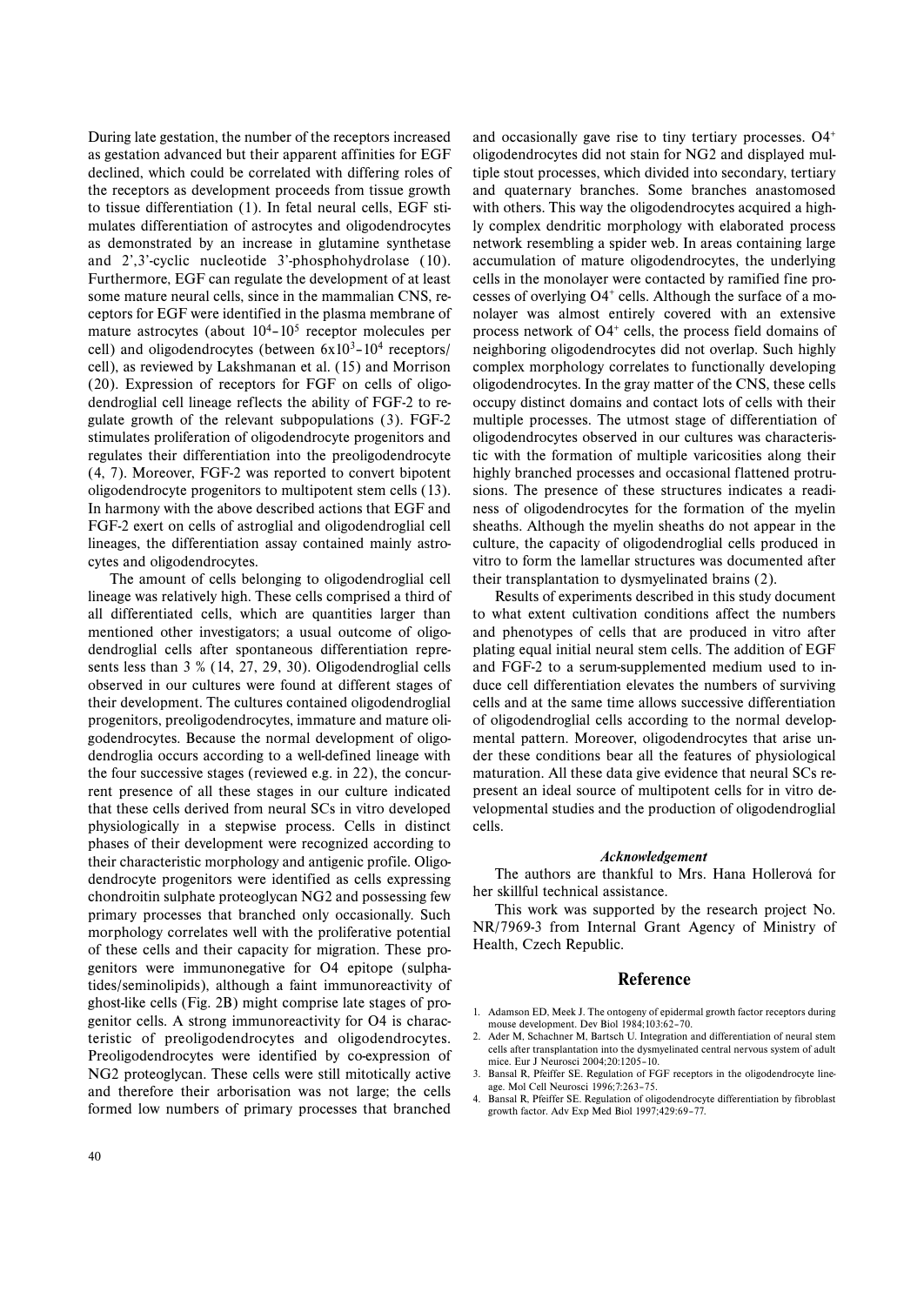During late gestation, the number of the receptors increased as gestation advanced but their apparent affinities for EGF declined, which could be correlated with differing roles of the receptors as development proceeds from tissue growth to tissue differentiation (1). In fetal neural cells, EGF stimulates differentiation of astrocytes and oligodendrocytes as demonstrated by an increase in glutamine synthetase and 2',3'-cyclic nucleotide 3'-phosphohydrolase (10). Furthermore, EGF can regulate the development of at least some mature neural cells, since in the mammalian CNS, receptors for EGF were identified in the plasma membrane of mature astrocytes (about $10^4$–$10^5$ receptor molecules per cell) and oligodendrocytes (between $6x10^3$–$10^4$ receptors/cell), as reviewed by Lakshmanan et al. (15) and Morrison (20). Expression of receptors for FGF on cells of oligodendroglial cell lineage reflects the ability of FGF-2 to regulate growth of the relevant subpopulations (3). FGF-2 stimulates proliferation of oligodendrocyte progenitors and regulates their differentiation into the preoligodendrocyte (4, 7). Moreover, FGF-2 was reported to convert bipotent oligodendrocyte progenitors to multipotent stem cells (13). In harmony with the above described actions that EGF and FGF-2 exert on cells of astroglial and oligodendroglial cell lineages, the differentiation assay contained mainly astrocytes and oligodendrocytes.

The amount of cells belonging to oligodendroglial cell lineage was relatively high. These cells comprised a third of all differentiated cells, which are quantities larger than mentioned other investigators; a usual outcome of oligodendroglial cells after spontaneous differentiation represents less than 3 % (14, 27, 29, 30). Oligodendroglial cells observed in our cultures were found at different stages of their development. The cultures contained oligodendroglial progenitors, preoligodendrocytes, immature and mature oligodendrocytes. Because the normal development of oligodendroglia occurs according to a well-defined lineage with the four successive stages (reviewed e.g. in 22), the concurrent presence of all these stages in our culture indicated that these cells derived from neural SCs in vitro developed physiologically in a stepwise process. Cells in distinct phases of their development were recognized according to their characteristic morphology and antigenic profile. Oligodendrocyte progenitors were identified as cells expressing chondroitin sulphate proteoglycan NG2 and possessing few primary processes that branched only occasionally. Such morphology correlates well with the proliferative potential of these cells and their capacity for migration. These progenitors were immunonegative for O4 epitope (sulphatides/seminolipids), although a faint immunoreactivity of ghost-like cells (Fig. 2B) might comprise late stages of progenitor cells. A strong immunoreactivity for O4 is characteristic of preoligodendrocytes and oligodendrocytes. Preoligodendrocytes were identified by co-expression of NG2 proteoglycan. These cells were still mitotically active and therefore their arborisation was not large; the cells formed low numbers of primary processes that branched and occasionally gave rise to tiny tertiary processes. $O4^+$ oligodendrocytes did not stain for NG2 and displayed multiple stout processes, which divided into secondary, tertiary and quaternary branches. Some branches anastomosed with others. This way the oligodendrocytes acquired a highly complex dendritic morphology with elaborated process network resembling a spider web. In areas containing large accumulation of mature oligodendrocytes, the underlying cells in the monolayer were contacted by ramified fine processes of overlying $O4^+$ cells. Although the surface of a monolayer was almost entirely covered with an extensive process network of $O4^+$ cells, the process field domains of neighboring oligodendrocytes did not overlap. Such highly complex morphology correlates to functionally developing oligodendrocytes. In the gray matter of the CNS, these cells occupy distinct domains and contact lots of cells with their multiple processes. The utmost stage of differentiation of oligodendrocytes observed in our cultures was characteristic with the formation of multiple varicosities along their highly branched processes and occasional flattened protrusions. The presence of these structures indicates a readiness of oligodendrocytes for the formation of the myelin sheaths. Although the myelin sheaths do not appear in the culture, the capacity of oligodendroglial cells produced in vitro to form the lamellar structures was documented after their transplantation to dysmyelinated brains (2).

Results of experiments described in this study document to what extent cultivation conditions affect the numbers and phenotypes of cells that are produced in vitro after plating equal initial neural stem cells. The addition of EGF and FGF-2 to a serum-supplemented medium used to induce cell differentiation elevates the numbers of surviving cells and at the same time allows successive differentiation of oligodendroglial cells according to the normal developmental pattern. Moreover, oligodendrocytes that arise under these conditions bear all the features of physiological maturation. All these data give evidence that neural SCs represent an ideal source of multipotent cells for in vitro developmental studies and the production of oligodendroglial cells.

### *Acknowledgement*

The authors are thankful to Mrs. Hana Hollerová for her skillful technical assistance.

This work was supported by the research project No. NR/7969-3 from Internal Grant Agency of Ministry of Health, Czech Republic.

## Reference

1. Adamson ED, Meek J. The ontogeny of epidermal growth factor receptors during mouse development. Dev Biol 1984;103:62–70.
2. Ader M, Schachner M, Bartsch U. Integration and differentiation of neural stem cells after transplantation into the dysmyelinated central nervous system of adult mice. Eur J Neurosci 2004;20:1205–10.
3. Bansal R, Pfeiffer SE. Regulation of FGF receptors in the oligodendrocyte lineage. Mol Cell Neurosci 1996;7:263–75.
4. Bansal R, Pfeiffer SE. Regulation of oligodendrocyte differentiation by fibroblast growth factor. Adv Exp Med Biol 1997;429:69–77.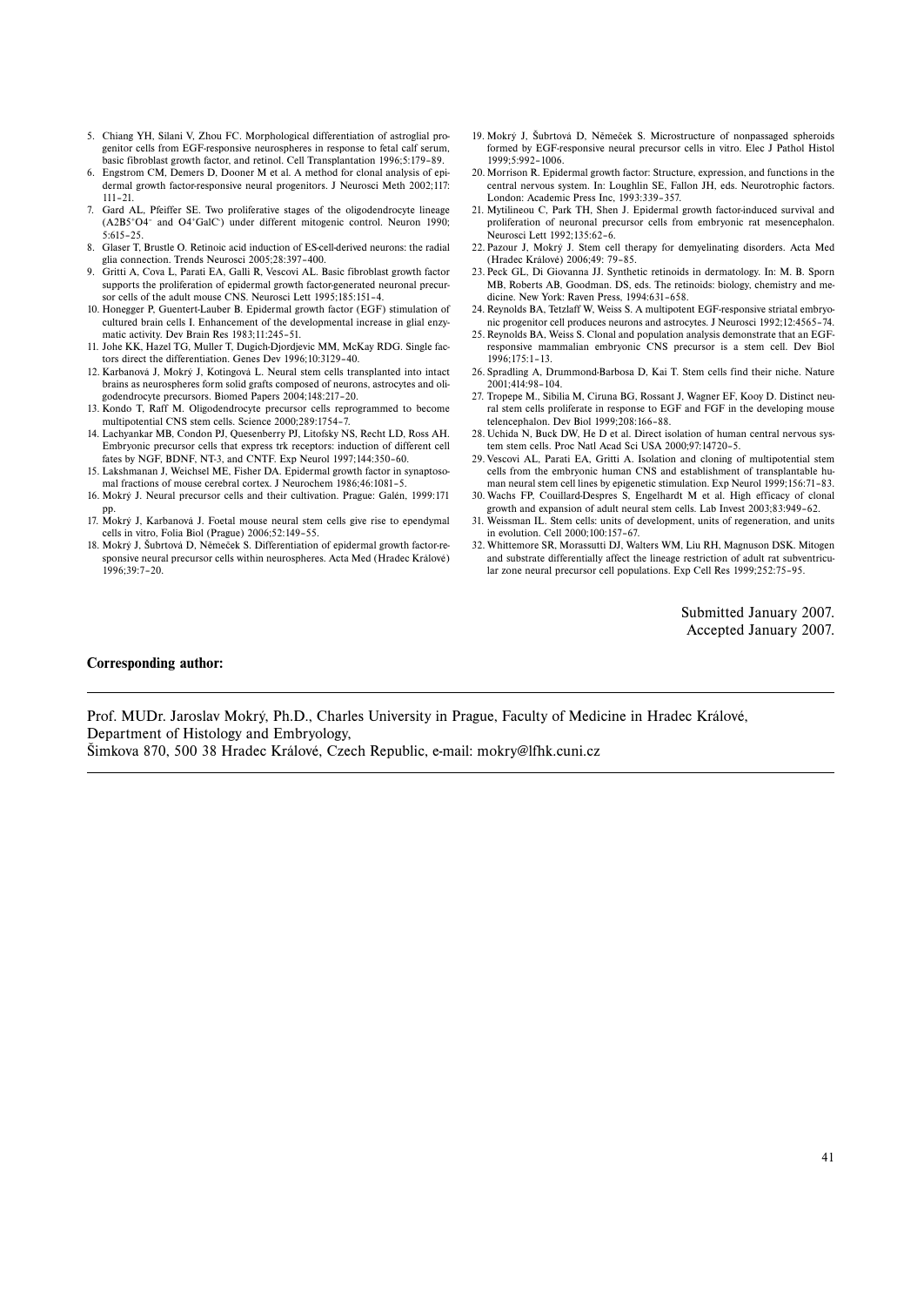5. Chiang YH, Silani V, Zhou FC. Morphological differentiation of astroglial progenitor cells from EGF-responsive neurospheres in response to fetal calf serum, basic fibroblast growth factor, and retinol. Cell Transplantation 1996;5:179–89.
6. Engstrom CM, Demers D, Dooner M et al. A method for clonal analysis of epidermal growth factor-responsive neural progenitors. J Neurosci Meth 2002;117: 111–21.
7. Gard AL, Pfeiffer SE. Two proliferative stages of the oligodendrocyte lineage (A2B5$^+$O4$^-$ and O4$^+$GalC$^-$) under different mitogenic control. Neuron 1990; 5:615–25.
8. Glaser T, Brustle O. Retinoic acid induction of ES-cell-derived neurons: the radial glia connection. Trends Neurosci 2005;28:397–400.
9. Gritti A, Cova L, Parati EA, Galli R, Vescovi AL. Basic fibroblast growth factor supports the proliferation of epidermal growth factor-generated neuronal precursor cells of the adult mouse CNS. Neurosci Lett 1995;185:151–4.
10. Honegger P, Guentert-Lauber B. Epidermal growth factor (EGF) stimulation of cultured brain cells I. Enhancement of the developmental increase in glial enzymatic activity. Dev Brain Res 1983;11:245–51.
11. Johe KK, Hazel TG, Muller T, Dugich-Djordjevic MM, McKay RDG. Single factors direct the differentiation. Genes Dev 1996;10:3129–40.
12. Karbanová J, Mokrý J, Kotingová L. Neural stem cells transplanted into intact brains as neurospheres form solid grafts composed of neurons, astrocytes and oligodendrocyte precursors. Biomed Papers 2004;148:217–20.
13. Kondo T, Raff M. Oligodendrocyte precursor cells reprogrammed to become multipotential CNS stem cells. Science 2000;289:1754–7.
14. Lachyankar MB, Condon PJ, Quesenberry PJ, Litofsky NS, Recht LD, Ross AH. Embryonic precursor cells that express trk receptors: induction of different cell fates by NGF, BDNF, NT-3, and CNTF. Exp Neurol 1997;144:350–60.
15. Lakshmanan J, Weichsel ME, Fisher DA. Epidermal growth factor in synaptosomal fractions of mouse cerebral cortex. J Neurochem 1986;46:1081–5.
16. Mokrý J. Neural precursor cells and their cultivation. Prague: Galén, 1999:171 pp.
17. Mokrý J, Karbanová J. Foetal mouse neural stem cells give rise to ependymal cells in vitro, Folia Biol (Prague) 2006;52:149–55.
18. Mokrý J, Šubrtová D, Němeček S. Differentiation of epidermal growth factor-responsive neural precursor cells within neurospheres. Acta Med (Hradec Králové) 1996;39:7–20.
19. Mokrý J, Šubrtová D, Němeček S. Microstructure of nonpassaged spheroids formed by EGF-responsive neural precursor cells in vitro. Elec J Pathol Histol 1999;5:992–1006.
20. Morrison R. Epidermal growth factor: Structure, expression, and functions in the central nervous system. In: Loughlin SE, Fallon JH, eds. Neurotrophic factors. London: Academic Press Inc, 1993:339–357.
21. Mytilineou C, Park TH, Shen J. Epidermal growth factor-induced survival and proliferation of neuronal precursor cells from embryonic rat mesencephalon. Neurosci Lett 1992;135:62–6.
22. Pazour J, Mokrý J. Stem cell therapy for demyelinating disorders. Acta Med (Hradec Králové) 2006;49: 79–85.
23. Peck GL, Di Giovanna JJ. Synthetic retinoids in dermatology. In: M. B. Sporn MB, Roberts AB, Goodman. DS, eds. The retinoids: biology, chemistry and medicine. New York: Raven Press, 1994:631–658.
24. Reynolds BA, Tetzlaff W, Weiss S. A multipotent EGF-responsive striatal embryonic progenitor cell produces neurons and astrocytes. J Neurosci 1992;12:4565–74.
25. Reynolds BA, Weiss S. Clonal and population analysis demonstrate that an EGF-responsive mammalian embryonic CNS precursor is a stem cell. Dev Biol 1996;175:1–13.
26. Spradling A, Drummond-Barbosa D, Kai T. Stem cells find their niche. Nature 2001;414:98–104.
27. Tropepe M., Sibilia M, Ciruna BG, Rossant J, Wagner EF, Kooy D. Distinct neural stem cells proliferate in response to EGF and FGF in the developing mouse telencephalon. Dev Biol 1999;208:166–88.
28. Uchida N, Buck DW, He D et al. Direct isolation of human central nervous system stem cells. Proc Natl Acad Sci USA 2000;97:14720–5.
29. Vescovi AL, Parati EA, Gritti A. Isolation and cloning of multipotential stem cells from the embryonic human CNS and establishment of transplantable human neural stem cell lines by epigenetic stimulation. Exp Neurol 1999;156:71–83.
30. Wachs FP, Couillard-Despres S, Engelhardt M et al. High efficacy of clonal growth and expansion of adult neural stem cells. Lab Invest 2003;83:949–62.
31. Weissman IL. Stem cells: units of development, units of regeneration, and units in evolution. Cell 2000;100:157–67.
32. Whittemore SR, Morassutti DJ, Walters WM, Liu RH, Magnuson DSK. Mitogen and substrate differentially affect the lineage restriction of adult rat subventricular zone neural precursor cell populations. Exp Cell Res 1999;252:75–95.

Submitted January 2007.
Accepted January 2007.

**Corresponding author:**

Prof. MUDr. Jaroslav Mokrý, Ph.D., Charles University in Prague, Faculty of Medicine in Hradec Králové, Department of Histology and Embryology,
Šimkova 870, 500 38 Hradec Králové, Czech Republic, e-mail: mokry@lfhk.cuni.cz